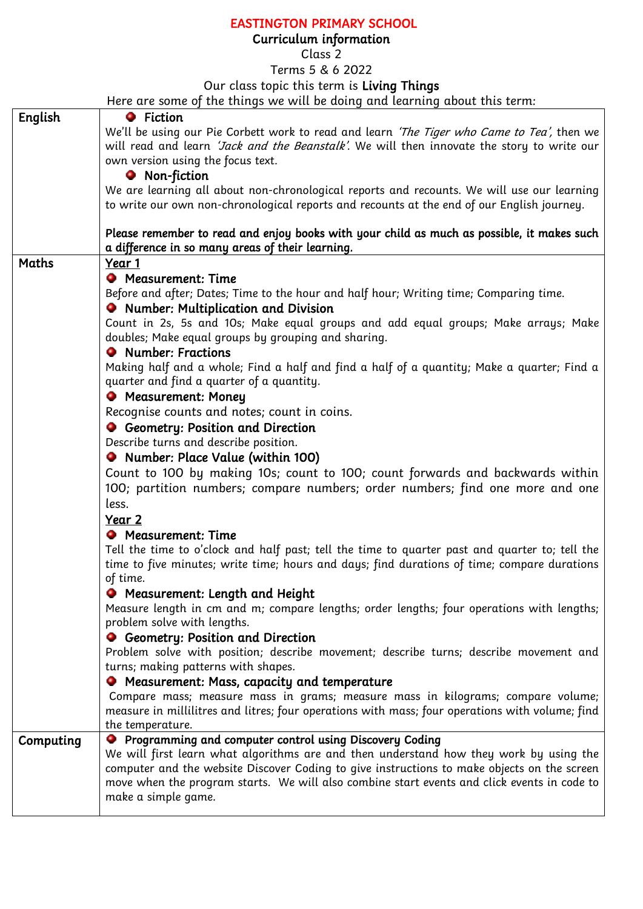# EASTINGTON PRIMARY SCHOOL

## Curriculum information

Class 2

Terms 5 & 6 2022

Our class topic this term is **Living Things**

Here are some of the things we will be doing and learning about this term:

| | |
|---|---|
| English | • **Fiction**<br>We'll be using our Pie Corbett work to read and learn *'The Tiger who Came to Tea'*, then we will read and learn *'Jack and the Beanstalk'*. We will then innovate the story to write our own version using the focus text.<br>• **Non-fiction**<br>We are learning all about non-chronological reports and recounts. We will use our learning to write our own non-chronological reports and recounts at the end of our English journey.<br><br>**Please remember to read and enjoy books with your child as much as possible, it makes such a difference in so many areas of their learning.** |
| Maths | <u>Year 1</u><br>• **Measurement: Time**<br>Before and after; Dates; Time to the hour and half hour; Writing time; Comparing time.<br>• **Number: Multiplication and Division**<br>Count in 2s, 5s and 10s; Make equal groups and add equal groups; Make arrays; Make doubles; Make equal groups by grouping and sharing.<br>• **Number: Fractions**<br>Making half and a whole; Find a half and find a half of a quantity; Make a quarter; Find a quarter and find a quarter of a quantity.<br>• **Measurement: Money**<br>Recognise counts and notes; count in coins.<br>• **Geometry: Position and Direction**<br>Describe turns and describe position.<br>• **Number: Place Value (within 100)**<br>Count to 100 by making 10s; count to 100; count forwards and backwards within 100; partition numbers; compare numbers; order numbers; find one more and one less.<br><u>Year 2</u><br>• **Measurement: Time**<br>Tell the time to o'clock and half past; tell the time to quarter past and quarter to; tell the time to five minutes; write time; hours and days; find durations of time; compare durations of time.<br>• **Measurement: Length and Height**<br>Measure length in cm and m; compare lengths; order lengths; four operations with lengths; problem solve with lengths.<br>• **Geometry: Position and Direction**<br>Problem solve with position; describe movement; describe turns; describe movement and turns; making patterns with shapes.<br>• **Measurement: Mass, capacity and temperature**<br>Compare mass; measure mass in grams; measure mass in kilograms; compare volume; measure in millilitres and litres; four operations with mass; four operations with volume; find the temperature. |
| Computing | • **Programming and computer control using Discovery Coding**<br>We will first learn what algorithms are and then understand how they work by using the computer and the website Discover Coding to give instructions to make objects on the screen move when the program starts. We will also combine start events and click events in code to make a simple game. |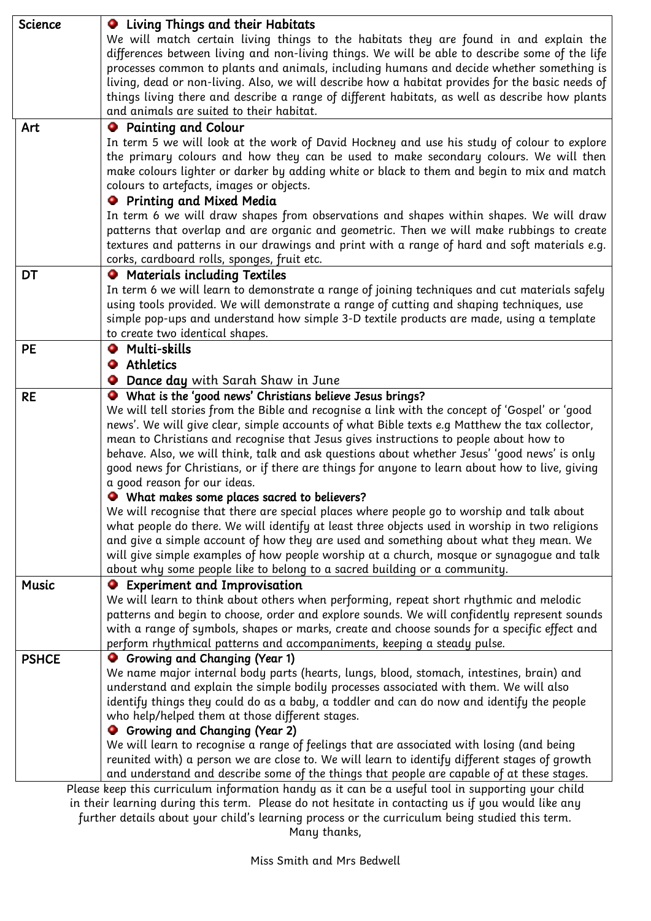| | |
|---|---|
| Science | **Living Things and their Habitats**<br>We will match certain living things to the habitats they are found in and explain the differences between living and non-living things. We will be able to describe some of the life processes common to plants and animals, including humans and decide whether something is living, dead or non-living. Also, we will describe how a habitat provides for the basic needs of things living there and describe a range of different habitats, as well as describe how plants and animals are suited to their habitat. |
| Art | **Painting and Colour**<br>In term 5 we will look at the work of David Hockney and use his study of colour to explore the primary colours and how they can be used to make secondary colours. We will then make colours lighter or darker by adding white or black to them and begin to mix and match colours to artefacts, images or objects.<br>**Printing and Mixed Media**<br>In term 6 we will draw shapes from observations and shapes within shapes. We will draw patterns that overlap and are organic and geometric. Then we will make rubbings to create textures and patterns in our drawings and print with a range of hard and soft materials e.g. corks, cardboard rolls, sponges, fruit etc. |
| DT | **Materials including Textiles**<br>In term 6 we will learn to demonstrate a range of joining techniques and cut materials safely using tools provided. We will demonstrate a range of cutting and shaping techniques, use simple pop-ups and understand how simple 3-D textile products are made, using a template to create two identical shapes. |
| PE | **Multi-skills**<br>**Athletics**<br>**Dance day** with Sarah Shaw in June |
| RE | **What is the 'good news' Christians believe Jesus brings?**<br>We will tell stories from the Bible and recognise a link with the concept of 'Gospel' or 'good news'. We will give clear, simple accounts of what Bible texts e.g Matthew the tax collector, mean to Christians and recognise that Jesus gives instructions to people about how to behave. Also, we will think, talk and ask questions about whether Jesus' 'good news' is only good news for Christians, or if there are things for anyone to learn about how to live, giving a good reason for our ideas.<br>**What makes some places sacred to believers?**<br>We will recognise that there are special places where people go to worship and talk about what people do there. We will identify at least three objects used in worship in two religions and give a simple account of how they are used and something about what they mean. We will give simple examples of how people worship at a church, mosque or synagogue and talk about why some people like to belong to a sacred building or a community. |
| Music | **Experiment and Improvisation**<br>We will learn to think about others when performing, repeat short rhythmic and melodic patterns and begin to choose, order and explore sounds. We will confidently represent sounds with a range of symbols, shapes or marks, create and choose sounds for a specific effect and perform rhythmical patterns and accompaniments, keeping a steady pulse. |
| PSHCE | **Growing and Changing (Year 1)**<br>We name major internal body parts (hearts, lungs, blood, stomach, intestines, brain) and understand and explain the simple bodily processes associated with them. We will also identify things they could do as a baby, a toddler and can do now and identify the people who help/helped them at those different stages.<br>**Growing and Changing (Year 2)**<br>We will learn to recognise a range of feelings that are associated with losing (and being reunited with) a person we are close to. We will learn to identify different stages of growth and understand and describe some of the things that people are capable of at these stages. |

Please keep this curriculum information handy as it can be a useful tool in supporting your child in their learning during this term. Please do not hesitate in contacting us if you would like any further details about your child's learning process or the curriculum being studied this term.

Many thanks,

Miss Smith and Mrs Bedwell